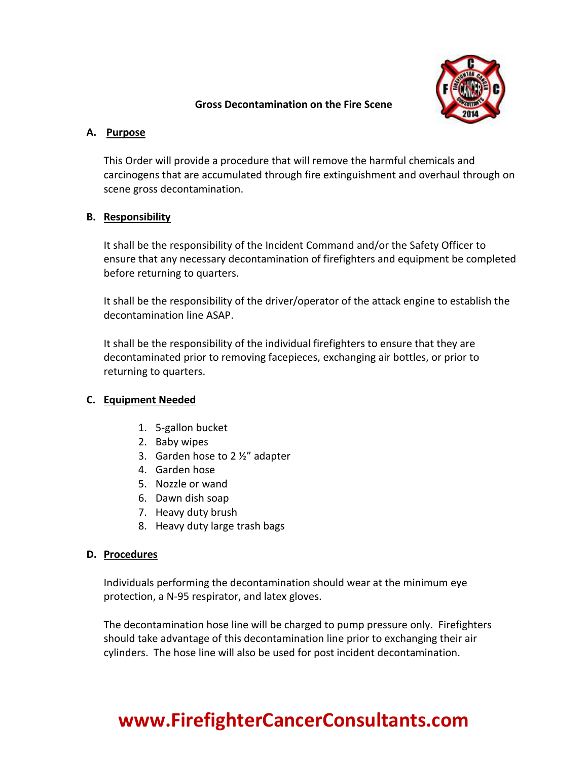# Gross Decontamination on the Fire Scene

## A. Purpose

This Order will provide a procedure that will remove the harmful chemicals and carcinogens that are accumulated through fire extinguishment and overhaul through on scene gross decontamination.

## B. Responsibility

It shall be the responsibility of the Incident Command and/or the Safety Officer to ensure that any necessary decontamination of firefighters and equipment be completed before returning to quarters.

It shall be the responsibility of the driver/operator of the attack engine to establish the decontamination line ASAP.

It shall be the responsibility of the individual firefighters to ensure that they are decontaminated prior to removing facepieces, exchanging air bottles, or prior to returning to quarters.

## C. Equipment Needed

1. 5-gallon bucket
2. Baby wipes
3. Garden hose to 2 ½" adapter
4. Garden hose
5. Nozzle or wand
6. Dawn dish soap
7. Heavy duty brush
8. Heavy duty large trash bags

## D. Procedures

Individuals performing the decontamination should wear at the minimum eye protection, a N-95 respirator, and latex gloves.

The decontamination hose line will be charged to pump pressure only. Firefighters should take advantage of this decontamination line prior to exchanging their air cylinders. The hose line will also be used for post incident decontamination.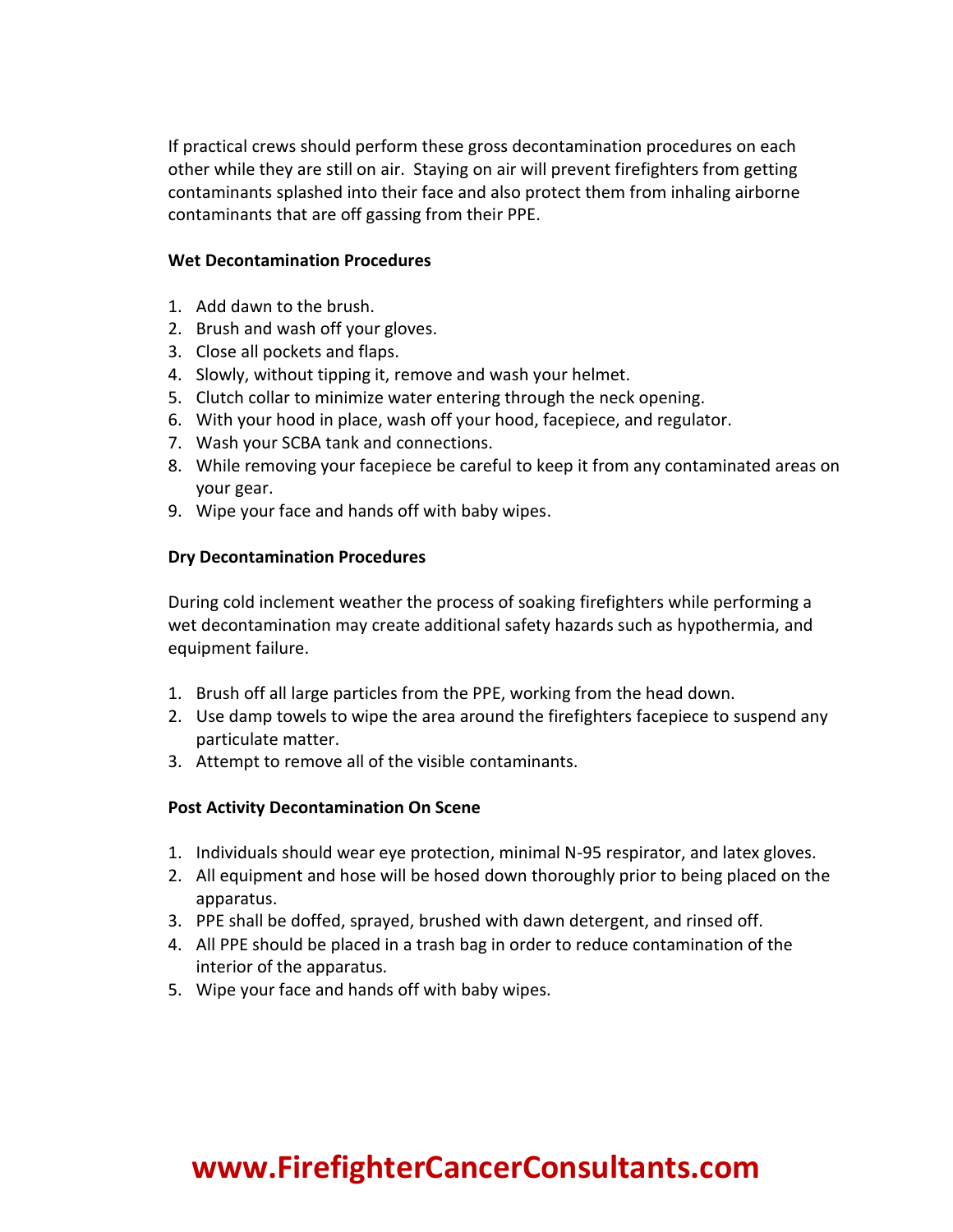If practical crews should perform these gross decontamination procedures on each other while they are still on air. Staying on air will prevent firefighters from getting contaminants splashed into their face and also protect them from inhaling airborne contaminants that are off gassing from their PPE.

**Wet Decontamination Procedures**

1. Add dawn to the brush.
2. Brush and wash off your gloves.
3. Close all pockets and flaps.
4. Slowly, without tipping it, remove and wash your helmet.
5. Clutch collar to minimize water entering through the neck opening.
6. With your hood in place, wash off your hood, facepiece, and regulator.
7. Wash your SCBA tank and connections.
8. While removing your facepiece be careful to keep it from any contaminated areas on your gear.
9. Wipe your face and hands off with baby wipes.

**Dry Decontamination Procedures**

During cold inclement weather the process of soaking firefighters while performing a wet decontamination may create additional safety hazards such as hypothermia, and equipment failure.

1. Brush off all large particles from the PPE, working from the head down.
2. Use damp towels to wipe the area around the firefighters facepiece to suspend any particulate matter.
3. Attempt to remove all of the visible contaminants.

**Post Activity Decontamination On Scene**

1. Individuals should wear eye protection, minimal N-95 respirator, and latex gloves.
2. All equipment and hose will be hosed down thoroughly prior to being placed on the apparatus.
3. PPE shall be doffed, sprayed, brushed with dawn detergent, and rinsed off.
4. All PPE should be placed in a trash bag in order to reduce contamination of the interior of the apparatus.
5. Wipe your face and hands off with baby wipes.

**www.FirefighterCancerConsultants.com**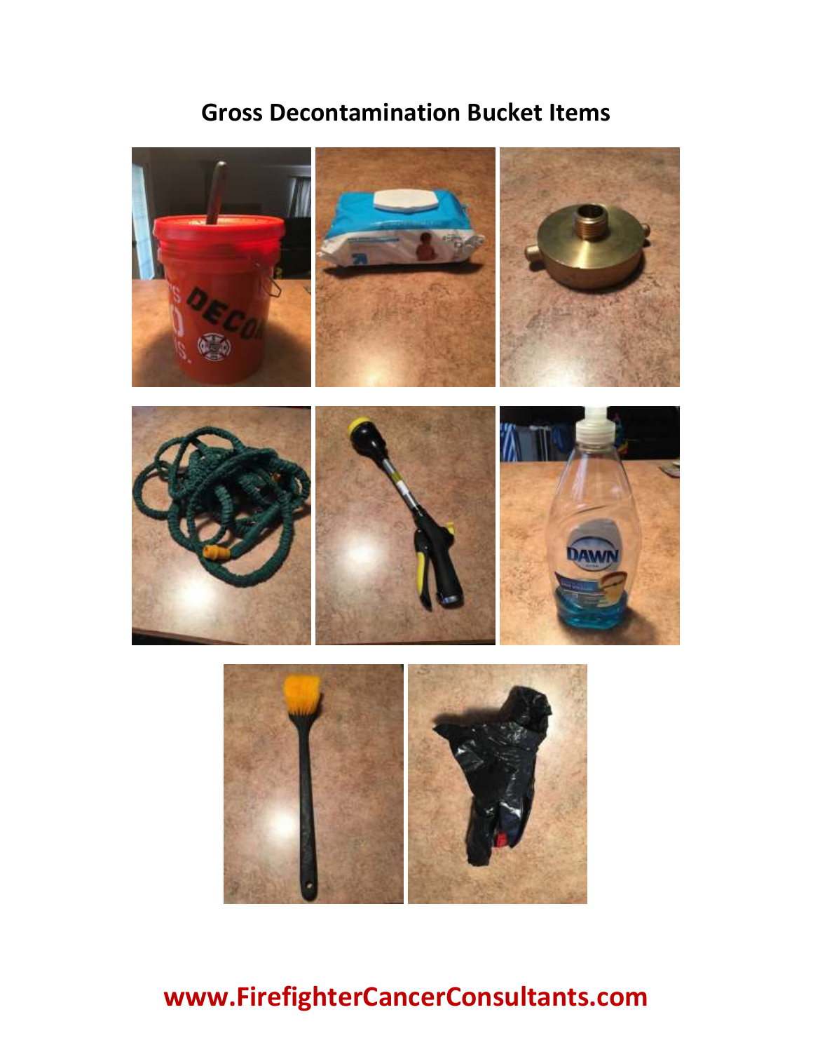# Gross Decontamination Bucket Items

**www.FirefighterCancerConsultants.com**